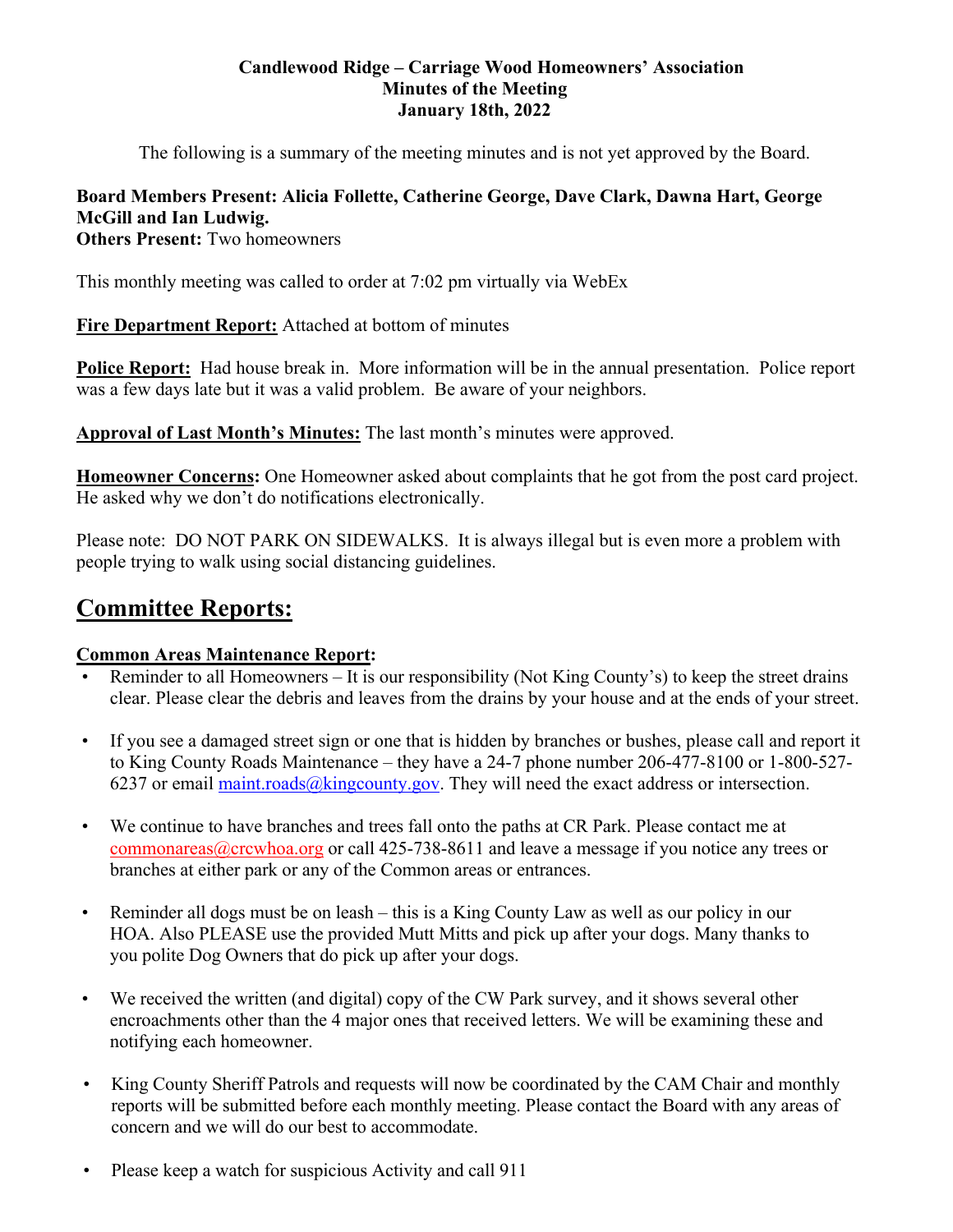**Candlewood Ridge – Carriage Wood Homeowners' Association**
**Minutes of the Meeting**
**January 18th, 2022**

The following is a summary of the meeting minutes and is not yet approved by the Board.

**Board Members Present: Alicia Follette, Catherine George, Dave Clark, Dawna Hart, George McGill and Ian Ludwig.**
**Others Present:** Two homeowners

This monthly meeting was called to order at 7:02 pm virtually via WebEx

**Fire Department Report:** Attached at bottom of minutes

**Police Report:** Had house break in. More information will be in the annual presentation. Police report was a few days late but it was a valid problem. Be aware of your neighbors.

**Approval of Last Month's Minutes:** The last month's minutes were approved.

**Homeowner Concerns:** One Homeowner asked about complaints that he got from the post card project. He asked why we don't do notifications electronically.

Please note: DO NOT PARK ON SIDEWALKS. It is always illegal but is even more a problem with people trying to walk using social distancing guidelines.

# Committee Reports:

**Common Areas Maintenance Report:**

- Reminder to all Homeowners – It is our responsibility (Not King County's) to keep the street drains clear. Please clear the debris and leaves from the drains by your house and at the ends of your street.
- If you see a damaged street sign or one that is hidden by branches or bushes, please call and report it to King County Roads Maintenance – they have a 24-7 phone number 206-477-8100 or 1-800-527-6237 or email maint.roads@kingcounty.gov. They will need the exact address or intersection.
- We continue to have branches and trees fall onto the paths at CR Park. Please contact me at commonareas@crcwhoa.org or call 425-738-8611 and leave a message if you notice any trees or branches at either park or any of the Common areas or entrances.
- Reminder all dogs must be on leash – this is a King County Law as well as our policy in our HOA. Also PLEASE use the provided Mutt Mitts and pick up after your dogs. Many thanks to you polite Dog Owners that do pick up after your dogs.
- We received the written (and digital) copy of the CW Park survey, and it shows several other encroachments other than the 4 major ones that received letters. We will be examining these and notifying each homeowner.
- King County Sheriff Patrols and requests will now be coordinated by the CAM Chair and monthly reports will be submitted before each monthly meeting. Please contact the Board with any areas of concern and we will do our best to accommodate.
- Please keep a watch for suspicious Activity and call 911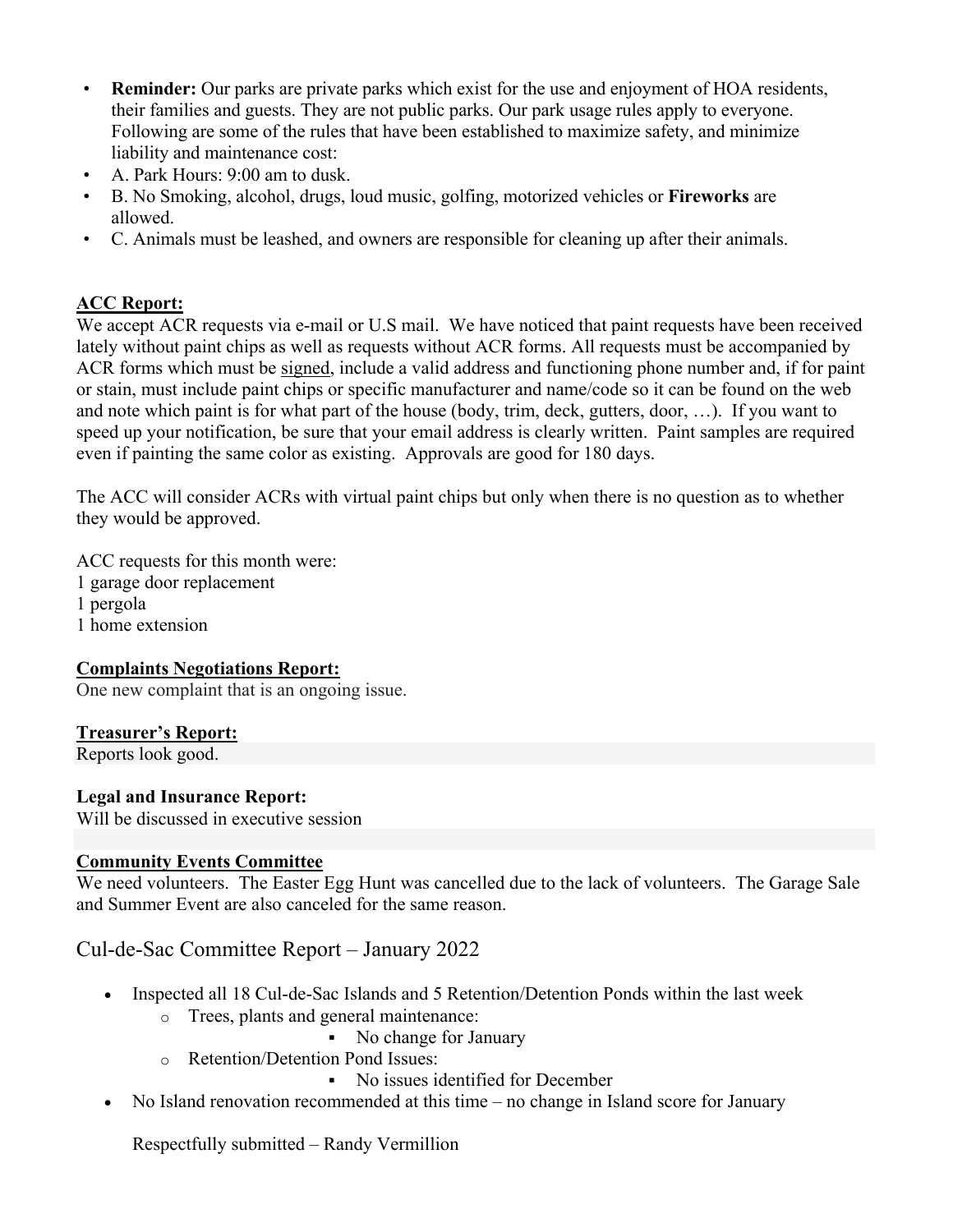- **Reminder:** Our parks are private parks which exist for the use and enjoyment of HOA residents, their families and guests. They are not public parks. Our park usage rules apply to everyone. Following are some of the rules that have been established to maximize safety, and minimize liability and maintenance cost:
- A. Park Hours: 9:00 am to dusk.
- B. No Smoking, alcohol, drugs, loud music, golfing, motorized vehicles or **Fireworks** are allowed.
- C. Animals must be leashed, and owners are responsible for cleaning up after their animals.

**ACC Report:**

We accept ACR requests via e-mail or U.S mail. We have noticed that paint requests have been received lately without paint chips as well as requests without ACR forms. All requests must be accompanied by ACR forms which must be signed, include a valid address and functioning phone number and, if for paint or stain, must include paint chips or specific manufacturer and name/code so it can be found on the web and note which paint is for what part of the house (body, trim, deck, gutters, door, …). If you want to speed up your notification, be sure that your email address is clearly written. Paint samples are required even if painting the same color as existing. Approvals are good for 180 days.

The ACC will consider ACRs with virtual paint chips but only when there is no question as to whether they would be approved.

ACC requests for this month were:
1 garage door replacement
1 pergola
1 home extension

**Complaints Negotiations Report:**

One new complaint that is an ongoing issue.

**Treasurer's Report:**

Reports look good.

**Legal and Insurance Report:**

Will be discussed in executive session

**Community Events Committee**

We need volunteers. The Easter Egg Hunt was cancelled due to the lack of volunteers. The Garage Sale and Summer Event are also canceled for the same reason.

## Cul-de-Sac Committee Report – January 2022

- Inspected all 18 Cul-de-Sac Islands and 5 Retention/Detention Ponds within the last week
  - Trees, plants and general maintenance:
    - No change for January
  - Retention/Detention Pond Issues:
    - No issues identified for December
- No Island renovation recommended at this time – no change in Island score for January

Respectfully submitted – Randy Vermillion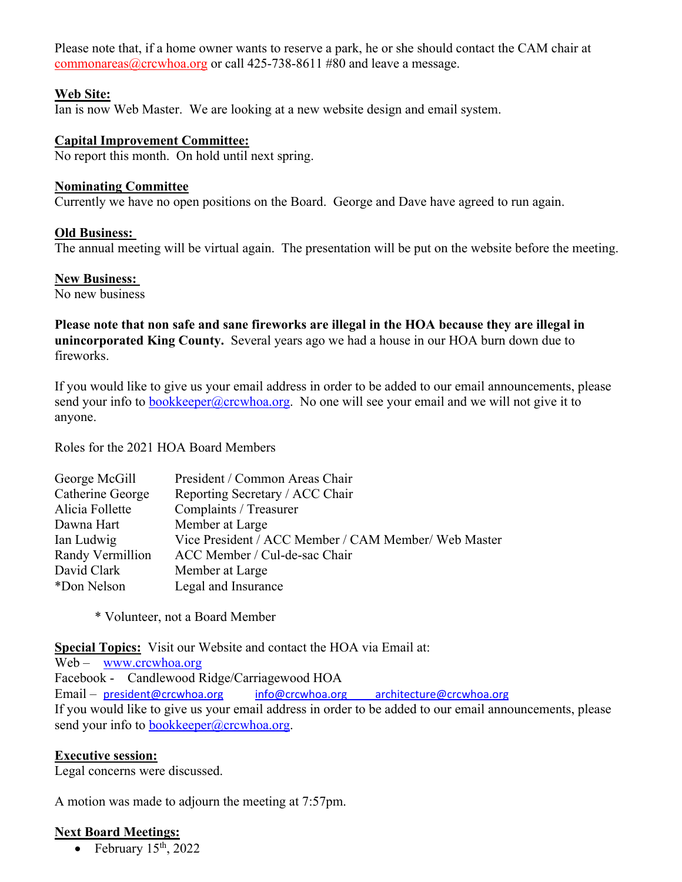Please note that, if a home owner wants to reserve a park, he or she should contact the CAM chair at commonareas@crcwhoa.org or call 425-738-8611 #80 and leave a message.

**Web Site:**
Ian is now Web Master. We are looking at a new website design and email system.

**Capital Improvement Committee:**
No report this month. On hold until next spring.

**Nominating Committee**
Currently we have no open positions on the Board. George and Dave have agreed to run again.

**Old Business:**
The annual meeting will be virtual again. The presentation will be put on the website before the meeting.

**New Business:**
No new business

**Please note that non safe and sane fireworks are illegal in the HOA because they are illegal in unincorporated King County.** Several years ago we had a house in our HOA burn down due to fireworks.

If you would like to give us your email address in order to be added to our email announcements, please send your info to bookkeeper@crcwhoa.org. No one will see your email and we will not give it to anyone.

Roles for the 2021 HOA Board Members

| | |
|---|---|
| George McGill | President / Common Areas Chair |
| Catherine George | Reporting Secretary / ACC Chair |
| Alicia Follette | Complaints / Treasurer |
| Dawna Hart | Member at Large |
| Ian Ludwig | Vice President / ACC Member / CAM Member/ Web Master |
| Randy Vermillion | ACC Member / Cul-de-sac Chair |
| David Clark | Member at Large |
| *Don Nelson | Legal and Insurance |

\* Volunteer, not a Board Member

**Special Topics:** Visit our Website and contact the HOA via Email at:
Web – www.crcwhoa.org
Facebook - Candlewood Ridge/Carriagewood HOA
Email – president@crcwhoa.org info@crcwhoa.org architecture@crcwhoa.org
If you would like to give us your email address in order to be added to our email announcements, please send your info to bookkeeper@crcwhoa.org.

**Executive session:**
Legal concerns were discussed.

A motion was made to adjourn the meeting at 7:57pm.

**Next Board Meetings:**

- February 15th, 2022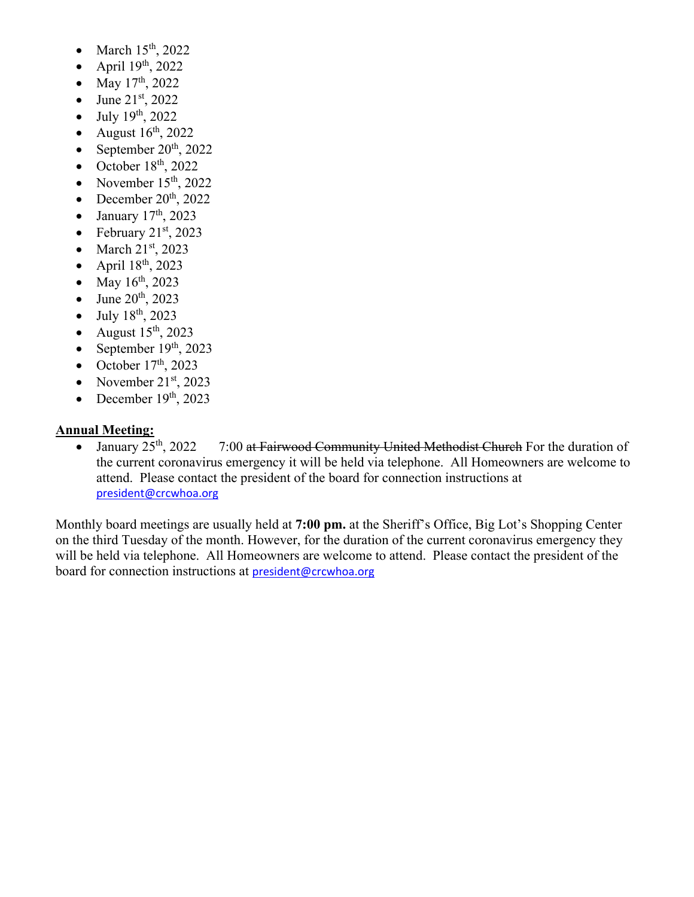- March 15th, 2022
- April 19th, 2022
- May 17th, 2022
- June 21st, 2022
- July 19th, 2022
- August 16th, 2022
- September 20th, 2022
- October 18th, 2022
- November 15th, 2022
- December 20th, 2022
- January 17th, 2023
- February 21st, 2023
- March 21st, 2023
- April 18th, 2023
- May 16th, 2023
- June 20th, 2023
- July 18th, 2023
- August 15th, 2023
- September 19th, 2023
- October 17th, 2023
- November 21st, 2023
- December 19th, 2023

**Annual Meeting:**

- January 25th, 2022 7:00 ~~at Fairwood Community United Methodist Church~~ For the duration of the current coronavirus emergency it will be held via telephone. All Homeowners are welcome to attend. Please contact the president of the board for connection instructions at president@crcwhoa.org

Monthly board meetings are usually held at **7:00 pm.** at the Sheriff's Office, Big Lot's Shopping Center on the third Tuesday of the month. However, for the duration of the current coronavirus emergency they will be held via telephone. All Homeowners are welcome to attend. Please contact the president of the board for connection instructions at president@crcwhoa.org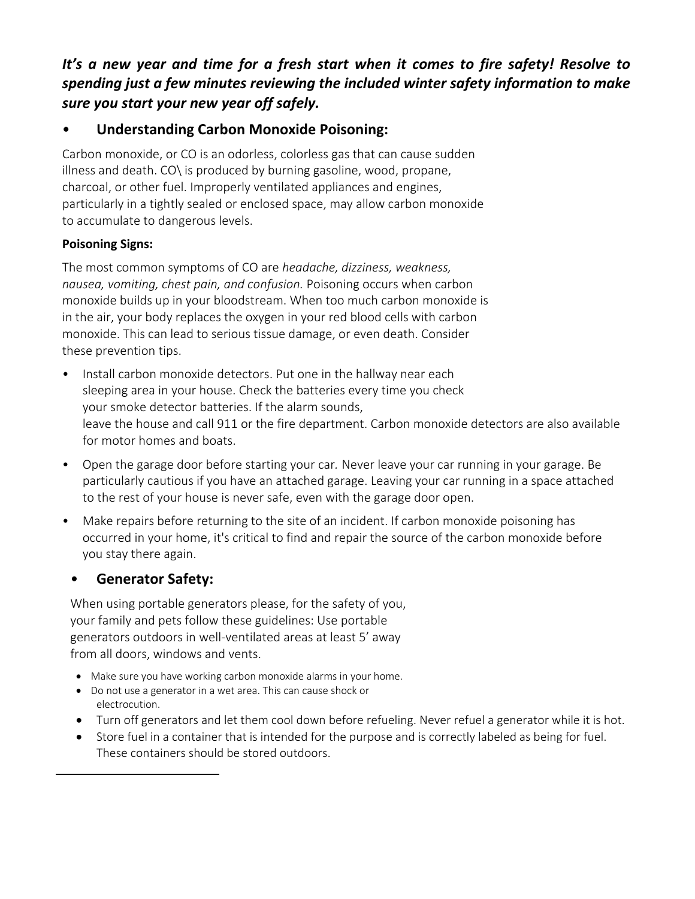***It's a new year and time for a fresh start when it comes to fire safety! Resolve to spending just a few minutes reviewing the included winter safety information to make sure you start your new year off safely.***

- **Understanding Carbon Monoxide Poisoning:**

Carbon monoxide, or CO is an odorless, colorless gas that can cause sudden illness and death. CO\ is produced by burning gasoline, wood, propane, charcoal, or other fuel. Improperly ventilated appliances and engines, particularly in a tightly sealed or enclosed space, may allow carbon monoxide to accumulate to dangerous levels.

**Poisoning Signs:**

The most common symptoms of CO are *headache, dizziness, weakness, nausea, vomiting, chest pain, and confusion.* Poisoning occurs when carbon monoxide builds up in your bloodstream. When too much carbon monoxide is in the air, your body replaces the oxygen in your red blood cells with carbon monoxide. This can lead to serious tissue damage, or even death. Consider these prevention tips.

- Install carbon monoxide detectors. Put one in the hallway near each sleeping area in your house. Check the batteries every time you check your smoke detector batteries. If the alarm sounds, leave the house and call 911 or the fire department. Carbon monoxide detectors are also available for motor homes and boats.
- Open the garage door before starting your car. Never leave your car running in your garage. Be particularly cautious if you have an attached garage. Leaving your car running in a space attached to the rest of your house is never safe, even with the garage door open.
- Make repairs before returning to the site of an incident. If carbon monoxide poisoning has occurred in your home, it's critical to find and repair the source of the carbon monoxide before you stay there again.

- **Generator Safety:**

When using portable generators please, for the safety of you, your family and pets follow these guidelines: Use portable generators outdoors in well-ventilated areas at least 5' away from all doors, windows and vents.

- Make sure you have working carbon monoxide alarms in your home.
- Do not use a generator in a wet area. This can cause shock or electrocution.
- Turn off generators and let them cool down before refueling. Never refuel a generator while it is hot.
- Store fuel in a container that is intended for the purpose and is correctly labeled as being for fuel. These containers should be stored outdoors.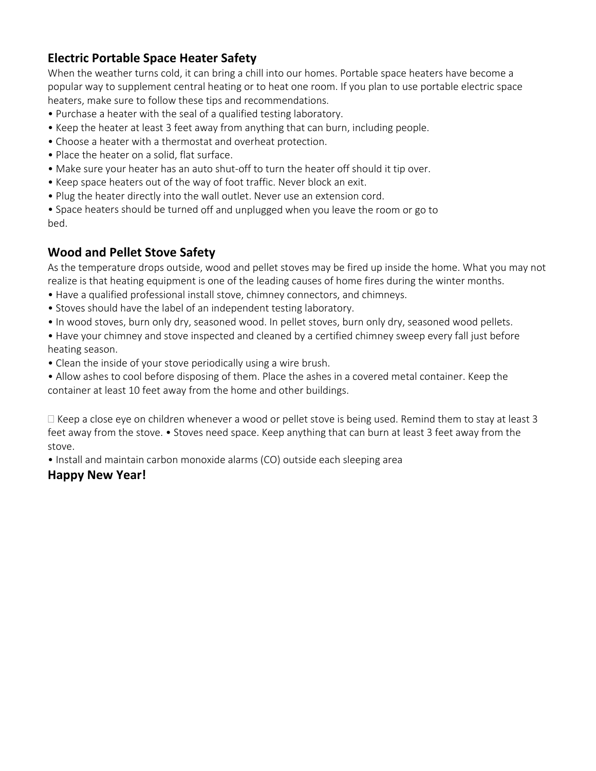## Electric Portable Space Heater Safety

When the weather turns cold, it can bring a chill into our homes. Portable space heaters have become a popular way to supplement central heating or to heat one room. If you plan to use portable electric space heaters, make sure to follow these tips and recommendations.

- Purchase a heater with the seal of a qualified testing laboratory.
- Keep the heater at least 3 feet away from anything that can burn, including people.
- Choose a heater with a thermostat and overheat protection.
- Place the heater on a solid, flat surface.
- Make sure your heater has an auto shut-off to turn the heater off should it tip over.
- Keep space heaters out of the way of foot traffic. Never block an exit.
- Plug the heater directly into the wall outlet. Never use an extension cord.
- Space heaters should be turned off and unplugged when you leave the room or go to bed.

## Wood and Pellet Stove Safety

As the temperature drops outside, wood and pellet stoves may be fired up inside the home. What you may not realize is that heating equipment is one of the leading causes of home fires during the winter months.

- Have a qualified professional install stove, chimney connectors, and chimneys.
- Stoves should have the label of an independent testing laboratory.
- In wood stoves, burn only dry, seasoned wood. In pellet stoves, burn only dry, seasoned wood pellets.
- Have your chimney and stove inspected and cleaned by a certified chimney sweep every fall just before heating season.
- Clean the inside of your stove periodically using a wire brush.
- Allow ashes to cool before disposing of them. Place the ashes in a covered metal container. Keep the container at least 10 feet away from the home and other buildings.

 Keep a close eye on children whenever a wood or pellet stove is being used. Remind them to stay at least 3 feet away from the stove. • Stoves need space. Keep anything that can burn at least 3 feet away from the stove.

- Install and maintain carbon monoxide alarms (CO) outside each sleeping area

**Happy New Year!**